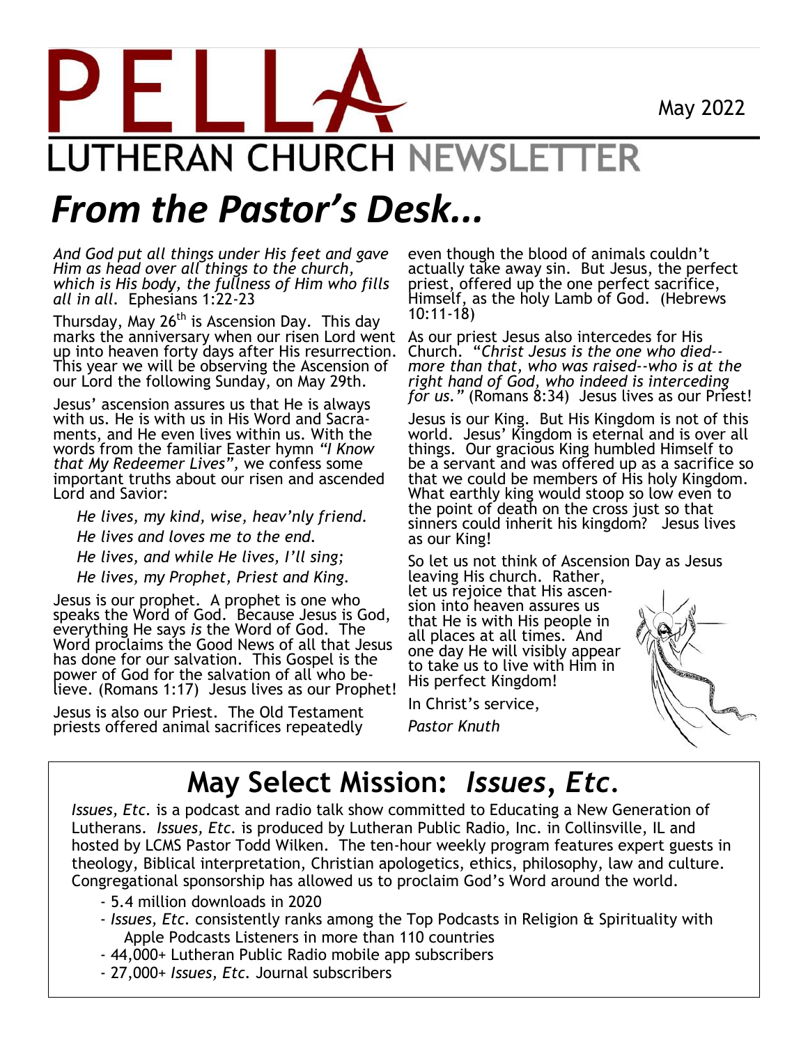# PELLA LUTHERAN CHURCH NEWSLETTER

May 2022

# *From the Pastor's Desk...*

*And God put all things under His feet and gave Him as head over all things to the church, which is His body, the fullness of Him who fills all in all.* Ephesians 1:22-23

Thursday, May 26th is Ascension Day. This day marks the anniversary when our risen Lord went up into heaven forty days after His resurrection. This year we will be observing the Ascension of our Lord the following Sunday, on May 29th.

Jesus' ascension assures us that He is always with us. He is with us in His Word and Sacraments, and He even lives within us. With the words from the familiar Easter hymn *"I Know that My Redeemer Lives"*, we confess some important truths about our risen and ascended Lord and Savior:

*He lives, my kind, wise, heav'nly friend.*
*He lives and loves me to the end.*
*He lives, and while He lives, I'll sing;*
*He lives, my Prophet, Priest and King.*

Jesus is our prophet. A prophet is one who speaks the Word of God. Because Jesus is God, everything He says *is* the Word of God. The Word proclaims the Good News of all that Jesus has done for our salvation. This Gospel is the power of God for the salvation of all who believe. (Romans 1:17) Jesus lives as our Prophet!

Jesus is also our Priest. The Old Testament priests offered animal sacrifices repeatedly even though the blood of animals couldn't actually take away sin. But Jesus, the perfect priest, offered up the one perfect sacrifice, Himself, as the holy Lamb of God. (Hebrews 10:11-18)

As our priest Jesus also intercedes for His Church. "*Christ Jesus is the one who died--more than that, who was raised--who is at the right hand of God, who indeed is interceding for us.*" (Romans 8:34) Jesus lives as our Priest!

Jesus is our King. But His Kingdom is not of this world. Jesus' Kingdom is eternal and is over all things. Our gracious King humbled Himself to be a servant and was offered up as a sacrifice so that we could be members of His holy Kingdom. What earthly king would stoop so low even to the point of death on the cross just so that sinners could inherit his kingdom? Jesus lives as our King!

So let us not think of Ascension Day as Jesus leaving His church. Rather, let us rejoice that His ascension into heaven assures us that He is with His people in all places at all times. And one day He will visibly appear to take us to live with Him in His perfect Kingdom!

In Christ's service,

*Pastor Knuth*

## May Select Mission: *Issues, Etc.*

*Issues, Etc.* is a podcast and radio talk show committed to Educating a New Generation of Lutherans. *Issues, Etc.* is produced by Lutheran Public Radio, Inc. in Collinsville, IL and hosted by LCMS Pastor Todd Wilken. The ten-hour weekly program features expert guests in theology, Biblical interpretation, Christian apologetics, ethics, philosophy, law and culture. Congregational sponsorship has allowed us to proclaim God's Word around the world.

- 5.4 million downloads in 2020
- *Issues, Etc.* consistently ranks among the Top Podcasts in Religion & Spirituality with Apple Podcasts Listeners in more than 110 countries
- 44,000+ Lutheran Public Radio mobile app subscribers
- 27,000+ *Issues, Etc.* Journal subscribers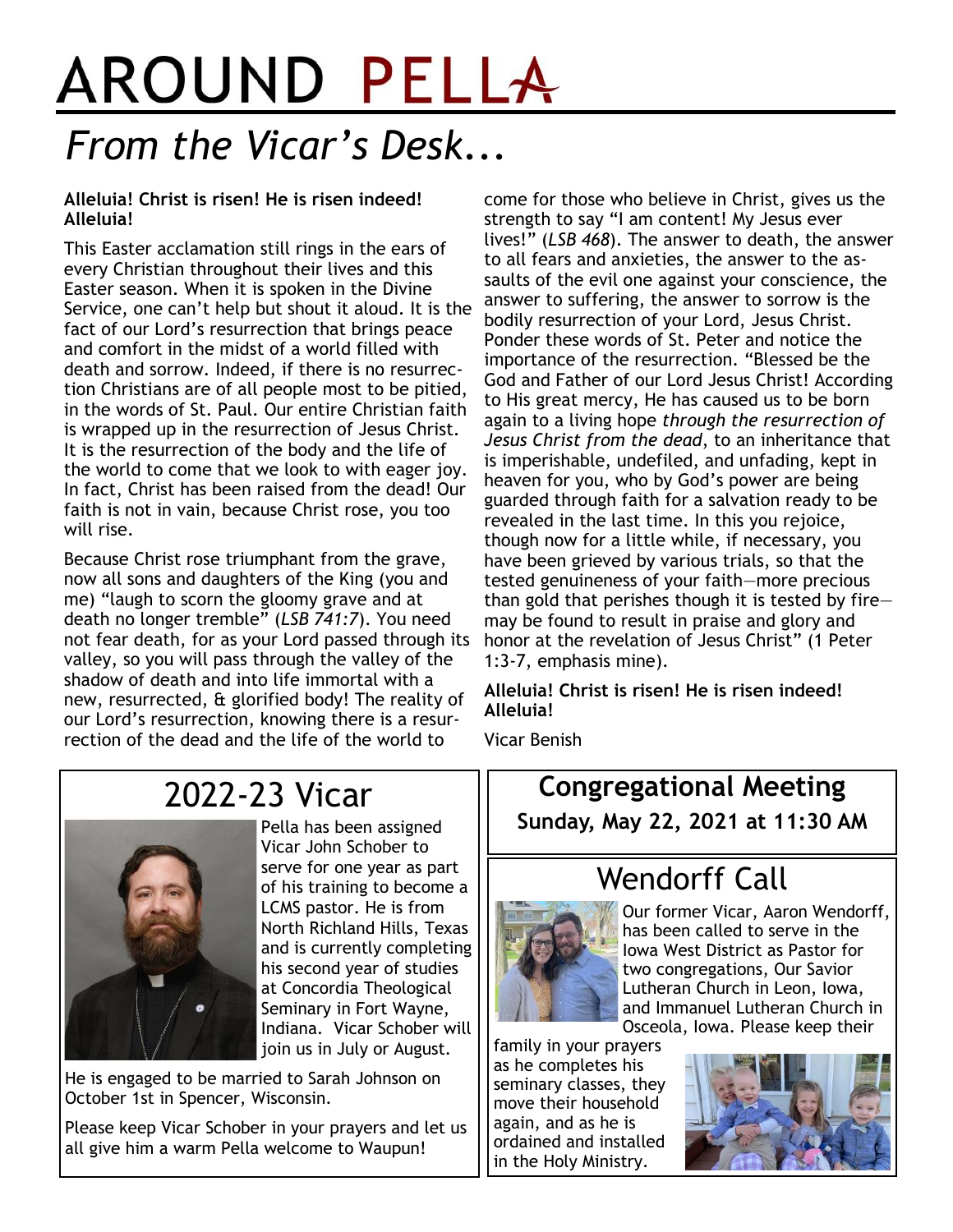# AROUND PELLA

## *From the Vicar's Desk...*

**Alleluia! Christ is risen! He is risen indeed! Alleluia!**

This Easter acclamation still rings in the ears of every Christian throughout their lives and this Easter season. When it is spoken in the Divine Service, one can't help but shout it aloud. It is the fact of our Lord's resurrection that brings peace and comfort in the midst of a world filled with death and sorrow. Indeed, if there is no resurrection Christians are of all people most to be pitied, in the words of St. Paul. Our entire Christian faith is wrapped up in the resurrection of Jesus Christ. It is the resurrection of the body and the life of the world to come that we look to with eager joy. In fact, Christ has been raised from the dead! Our faith is not in vain, because Christ rose, you too will rise.

Because Christ rose triumphant from the grave, now all sons and daughters of the King (you and me) "laugh to scorn the gloomy grave and at death no longer tremble" (*LSB 741:7*). You need not fear death, for as your Lord passed through its valley, so you will pass through the valley of the shadow of death and into life immortal with a new, resurrected, & glorified body! The reality of our Lord's resurrection, knowing there is a resurrection of the dead and the life of the world to come for those who believe in Christ, gives us the strength to say "I am content! My Jesus ever lives!" (*LSB 468*). The answer to death, the answer to all fears and anxieties, the answer to the assaults of the evil one against your conscience, the answer to suffering, the answer to sorrow is the bodily resurrection of your Lord, Jesus Christ. Ponder these words of St. Peter and notice the importance of the resurrection. "Blessed be the God and Father of our Lord Jesus Christ! According to His great mercy, He has caused us to be born again to a living hope *through the resurrection of Jesus Christ from the dead*, to an inheritance that is imperishable, undefiled, and unfading, kept in heaven for you, who by God's power are being guarded through faith for a salvation ready to be revealed in the last time. In this you rejoice, though now for a little while, if necessary, you have been grieved by various trials, so that the tested genuineness of your faith—more precious than gold that perishes though it is tested by fire—may be found to result in praise and glory and honor at the revelation of Jesus Christ" (1 Peter 1:3-7, emphasis mine).

**Alleluia! Christ is risen! He is risen indeed! Alleluia!**

Vicar Benish

## 2022-23 Vicar

Pella has been assigned Vicar John Schober to serve for one year as part of his training to become a LCMS pastor. He is from North Richland Hills, Texas and is currently completing his second year of studies at Concordia Theological Seminary in Fort Wayne, Indiana. Vicar Schober will join us in July or August.

He is engaged to be married to Sarah Johnson on October 1st in Spencer, Wisconsin.

Please keep Vicar Schober in your prayers and let us all give him a warm Pella welcome to Waupun!

## Congregational Meeting

**Sunday, May 22, 2021 at 11:30 AM**

## Wendorff Call

Our former Vicar, Aaron Wendorff, has been called to serve in the Iowa West District as Pastor for two congregations, Our Savior Lutheran Church in Leon, Iowa, and Immanuel Lutheran Church in Osceola, Iowa. Please keep their family in your prayers as he completes his seminary classes, they move their household again, and as he is ordained and installed in the Holy Ministry.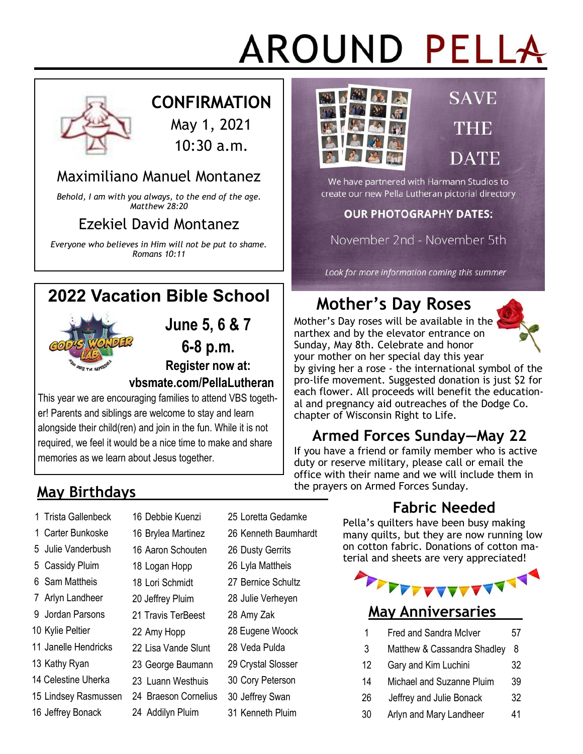# AROUND PELLA

## CONFIRMATION

May 1, 2021
10:30 a.m.

### Maximiliano Manuel Montanez

*Behold, I am with you always, to the end of the age.*
*Matthew 28:20*

### Ezekiel David Montanez

*Everyone who believes in Him will not be put to shame.*
*Romans 10:11*

## 2022 Vacation Bible School

GOD'S WONDER LAB

**June 5, 6 & 7**
**6-8 p.m.**
**Register now at:**
**vbsmate.com/PellaLutheran**

This year we are encouraging families to attend VBS together! Parents and siblings are welcome to stay and learn alongside their child(ren) and join in the fun. While it is not required, we feel it would be a nice time to make and share memories as we learn about Jesus together.

## SAVE THE DATE

We have partnered with Harmann Studios to create our new Pella Lutheran pictorial directory

**OUR PHOTOGRAPHY DATES:**

November 2nd - November 5th

*Look for more information coming this summer*

## Mother's Day Roses

Mother's Day roses will be available in the narthex and by the elevator entrance on Sunday, May 8th. Celebrate and honor your mother on her special day this year by giving her a rose - the international symbol of the pro-life movement. Suggested donation is just $2 for each flower. All proceeds will benefit the educational and pregnancy aid outreaches of the Dodge Co. chapter of Wisconsin Right to Life.

## Armed Forces Sunday—May 22

If you have a friend or family member who is active duty or reserve military, please call or email the office with their name and we will include them in the prayers on Armed Forces Sunday.

## May Birthdays

- 1 Trista Gallenbeck
- 1 Carter Bunkoske
- 5 Julie Vanderbush
- 5 Cassidy Pluim
- 6 Sam Mattheis
- 7 Arlyn Landheer
- 9 Jordan Parsons
- 10 Kylie Peltier
- 11 Janelle Hendricks
- 13 Kathy Ryan
- 14 Celestine Uherka
- 15 Lindsey Rasmussen
- 16 Jeffrey Bonack
- 16 Debbie Kuenzi
- 16 Brylea Martinez
- 16 Aaron Schouten
- 18 Logan Hopp
- 18 Lori Schmidt
- 20 Jeffrey Pluim
- 21 Travis TerBeest
- 22 Amy Hopp
- 22 Lisa Vande Slunt
- 23 George Baumann
- 23 Luann Westhuis
- 24 Braeson Cornelius
- 24 Addilyn Pluim
- 25 Loretta Gedamke
- 26 Kenneth Baumhardt
- 26 Dusty Gerrits
- 26 Lyla Mattheis
- 27 Bernice Schultz
- 28 Julie Verheyen
- 28 Amy Zak
- 28 Eugene Woock
- 28 Veda Pulda
- 29 Crystal Slosser
- 30 Cory Peterson
- 30 Jeffrey Swan
- 31 Kenneth Pluim

## Fabric Needed

Pella's quilters have been busy making many quilts, but they are now running low on cotton fabric. Donations of cotton material and sheets are very appreciated!

## May Anniversaries

| Day | Couple | Years |
|---|---|---|
| 1 | Fred and Sandra McIver | 57 |
| 3 | Matthew & Cassandra Shadley | 8 |
| 12 | Gary and Kim Luchini | 32 |
| 14 | Michael and Suzanne Pluim | 39 |
| 26 | Jeffrey and Julie Bonack | 32 |
| 30 | Arlyn and Mary Landheer | 41 |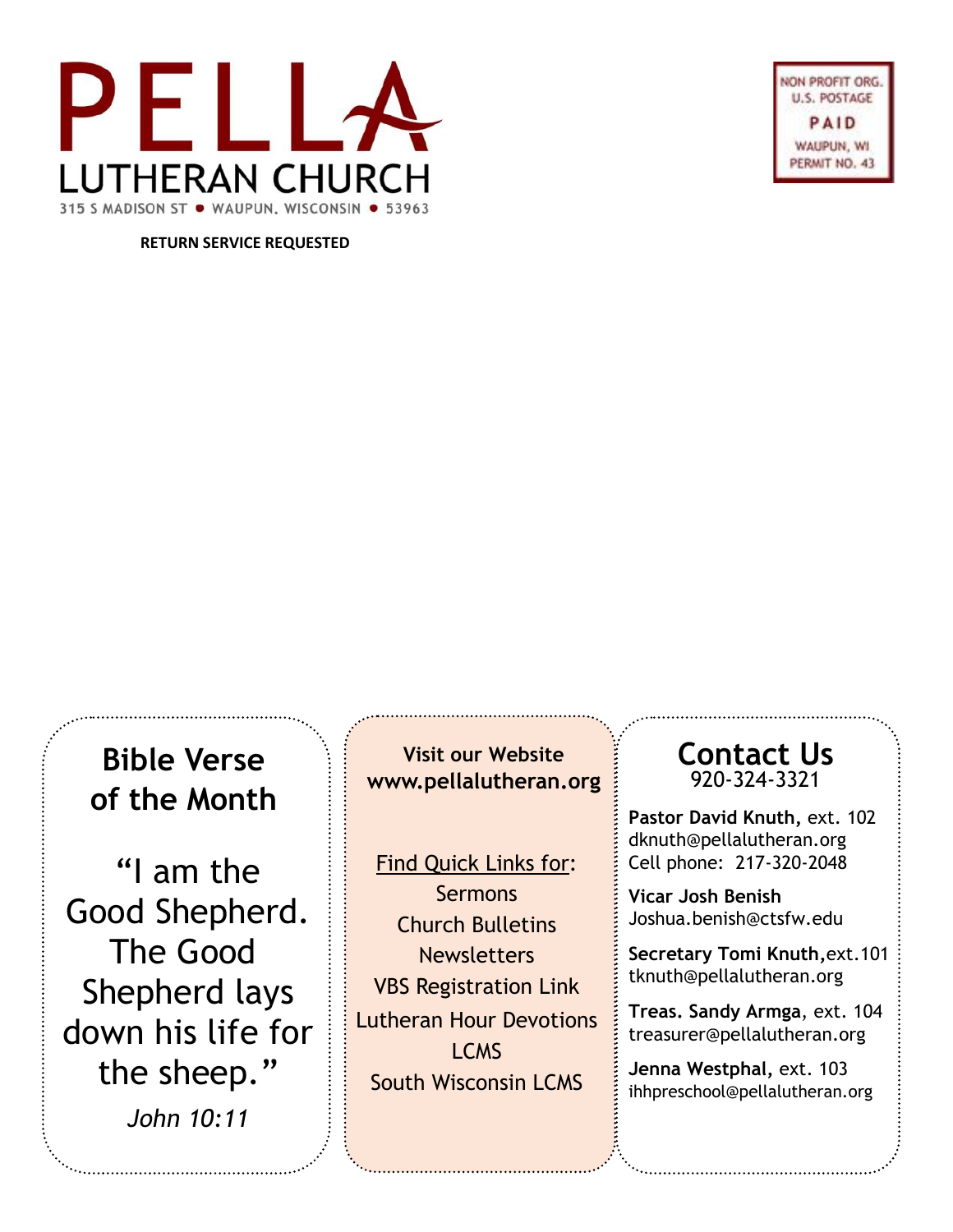# PELLA LUTHERAN CHURCH

315 S MADISON ST • WAUPUN, WISCONSIN • 53963

NON PROFIT ORG.
U.S. POSTAGE
PAID
WAUPUN, WI
PERMIT NO. 43

**RETURN SERVICE REQUESTED**

## Bible Verse of the Month

"I am the Good Shepherd. The Good Shepherd lays down his life for the sheep."

*John 10:11*

**Visit our Website**
**www.pellalutheran.org**

Find Quick Links for:

Sermons
Church Bulletins
Newsletters
VBS Registration Link
Lutheran Hour Devotions
LCMS
South Wisconsin LCMS

## Contact Us

920-324-3321

**Pastor David Knuth,** ext. 102
dknuth@pellalutheran.org
Cell phone: 217-320-2048

**Vicar Josh Benish**
Joshua.benish@ctsfw.edu

**Secretary Tomi Knuth,**ext.101
tknuth@pellalutheran.org

**Treas. Sandy Armga**, ext. 104
treasurer@pellalutheran.org

**Jenna Westphal,** ext. 103
ihhpreschool@pellalutheran.org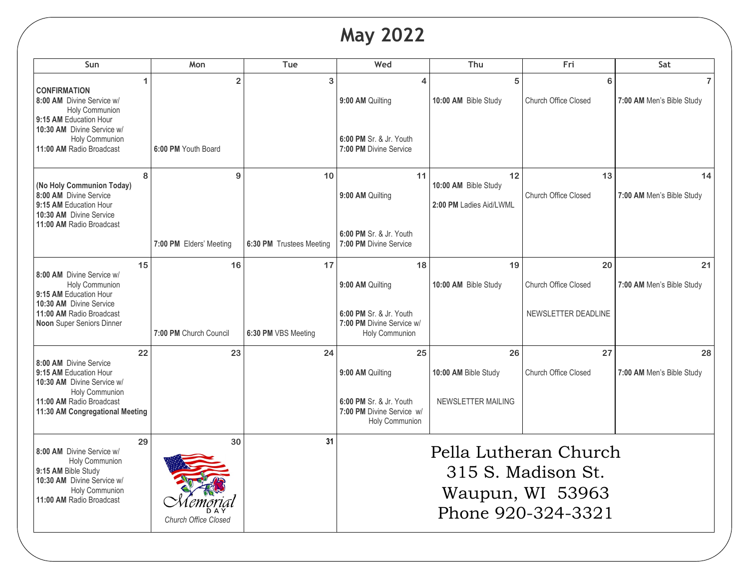# May 2022

| Sun | Mon | Tue | Wed | Thu | Fri | Sat |
|---|---|---|---|---|---|---|
| **1**<br>**CONFIRMATION**<br>**8:00 AM** Divine Service w/ Holy Communion<br>**9:15 AM** Education Hour<br>**10:30 AM** Divine Service w/ Holy Communion<br>**11:00 AM** Radio Broadcast | **2**<br>**6:00 PM** Youth Board | **3** | **4**<br>**9:00 AM** Quilting<br>**6:00 PM** Sr. & Jr. Youth<br>**7:00 PM** Divine Service | **5**<br>**10:00 AM** Bible Study | **6**<br>Church Office Closed | **7**<br>**7:00 AM** Men's Bible Study |
| **8**<br>**(No Holy Communion Today)**<br>**8:00 AM** Divine Service<br>**9:15 AM** Education Hour<br>**10:30 AM** Divine Service<br>**11:00 AM** Radio Broadcast | **9**<br>**7:00 PM** Elders' Meeting | **10**<br>**6:30 PM** Trustees Meeting | **11**<br>**9:00 AM** Quilting<br>**6:00 PM** Sr. & Jr. Youth<br>**7:00 PM** Divine Service | **12**<br>**10:00 AM** Bible Study<br>**2:00 PM** Ladies Aid/LWML | **13**<br>Church Office Closed | **14**<br>**7:00 AM** Men's Bible Study |
| **15**<br>**8:00 AM** Divine Service w/ Holy Communion<br>**9:15 AM** Education Hour<br>**10:30 AM** Divine Service<br>**11:00 AM** Radio Broadcast<br>**Noon** Super Seniors Dinner | **16**<br>**7:00 PM** Church Council | **17**<br>**6:30 PM** VBS Meeting | **18**<br>**9:00 AM** Quilting<br>**6:00 PM** Sr. & Jr. Youth<br>**7:00 PM** Divine Service w/ Holy Communion | **19**<br>**10:00 AM** Bible Study | **20**<br>Church Office Closed<br>NEWSLETTER DEADLINE | **21**<br>**7:00 AM** Men's Bible Study |
| **22**<br>**8:00 AM** Divine Service<br>**9:15 AM** Education Hour<br>**10:30 AM** Divine Service w/ Holy Communion<br>**11:00 AM** Radio Broadcast<br>**11:30 AM Congregational Meeting** | **23** | **24** | **25**<br>**9:00 AM** Quilting<br>**6:00 PM** Sr. & Jr. Youth<br>**7:00 PM** Divine Service w/ Holy Communion | **26**<br>**10:00 AM** Bible Study<br>NEWSLETTER MAILING | **27**<br>Church Office Closed | **28**<br>**7:00 AM** Men's Bible Study |
| **29**<br>**8:00 AM** Divine Service w/ Holy Communion<br>**9:15 AM** Bible Study<br>**10:30 AM** Divine Service w/ Holy Communion<br>**11:00 AM** Radio Broadcast | **30**<br>Memorial Day<br>*Church Office Closed* | **31** | Pella Lutheran Church<br>315 S. Madison St.<br>Waupun, WI 53963<br>Phone 920-324-3321 | | | |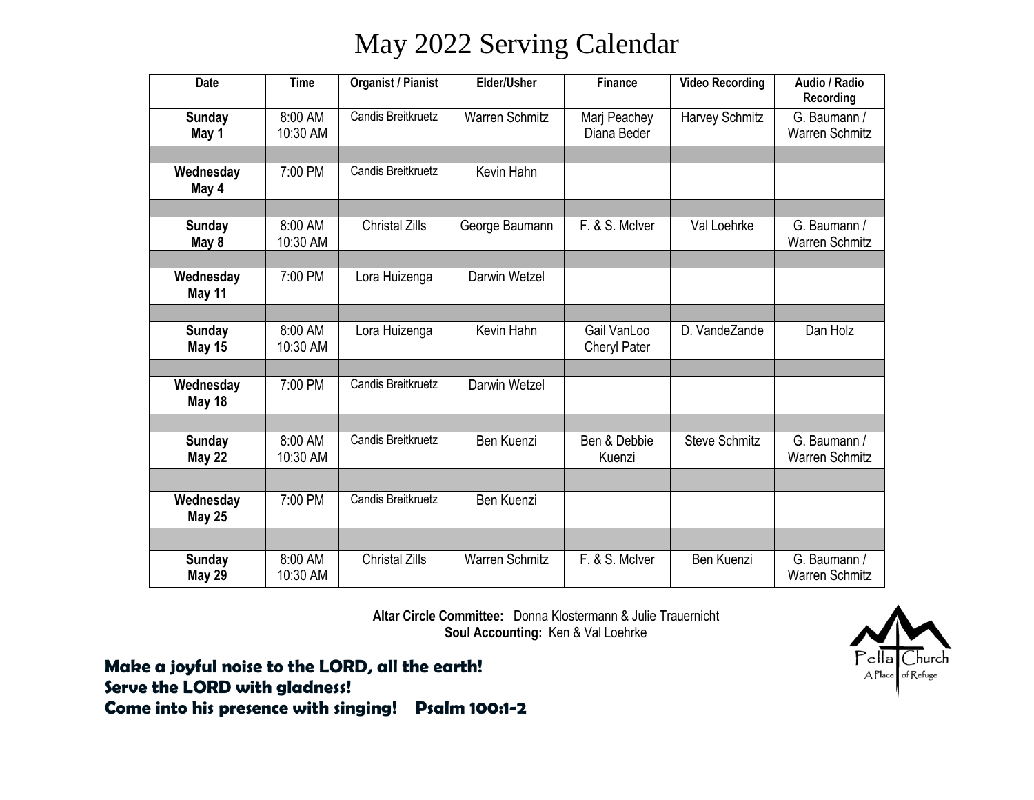# May 2022 Serving Calendar

| Date | Time | Organist / Pianist | Elder/Usher | Finance | Video Recording | Audio / Radio Recording |
|---|---|---|---|---|---|---|
| **Sunday May 1** | 8:00 AM 10:30 AM | Candis Breitkruetz | Warren Schmitz | Marj Peachey Diana Beder | Harvey Schmitz | G. Baumann / Warren Schmitz |
| **Wednesday May 4** | 7:00 PM | Candis Breitkruetz | Kevin Hahn | | | |
| **Sunday May 8** | 8:00 AM 10:30 AM | Christal Zills | George Baumann | F. & S. McIver | Val Loehrke | G. Baumann / Warren Schmitz |
| **Wednesday May 11** | 7:00 PM | Lora Huizenga | Darwin Wetzel | | | |
| **Sunday May 15** | 8:00 AM 10:30 AM | Lora Huizenga | Kevin Hahn | Gail VanLoo Cheryl Pater | D. VandeZande | Dan Holz |
| **Wednesday May 18** | 7:00 PM | Candis Breitkruetz | Darwin Wetzel | | | |
| **Sunday May 22** | 8:00 AM 10:30 AM | Candis Breitkruetz | Ben Kuenzi | Ben & Debbie Kuenzi | Steve Schmitz | G. Baumann / Warren Schmitz |
| **Wednesday May 25** | 7:00 PM | Candis Breitkruetz | Ben Kuenzi | | | |
| **Sunday May 29** | 8:00 AM 10:30 AM | Christal Zills | Warren Schmitz | F. & S. McIver | Ben Kuenzi | G. Baumann / Warren Schmitz |

**Altar Circle Committee:** Donna Klostermann & Julie Trauernicht
**Soul Accounting:** Ken & Val Loehrke

Pella Church
A Place of Refuge

**Make a joyful noise to the LORD, all the earth!**
**Serve the LORD with gladness!**
**Come into his presence with singing! Psalm 100:1-2**